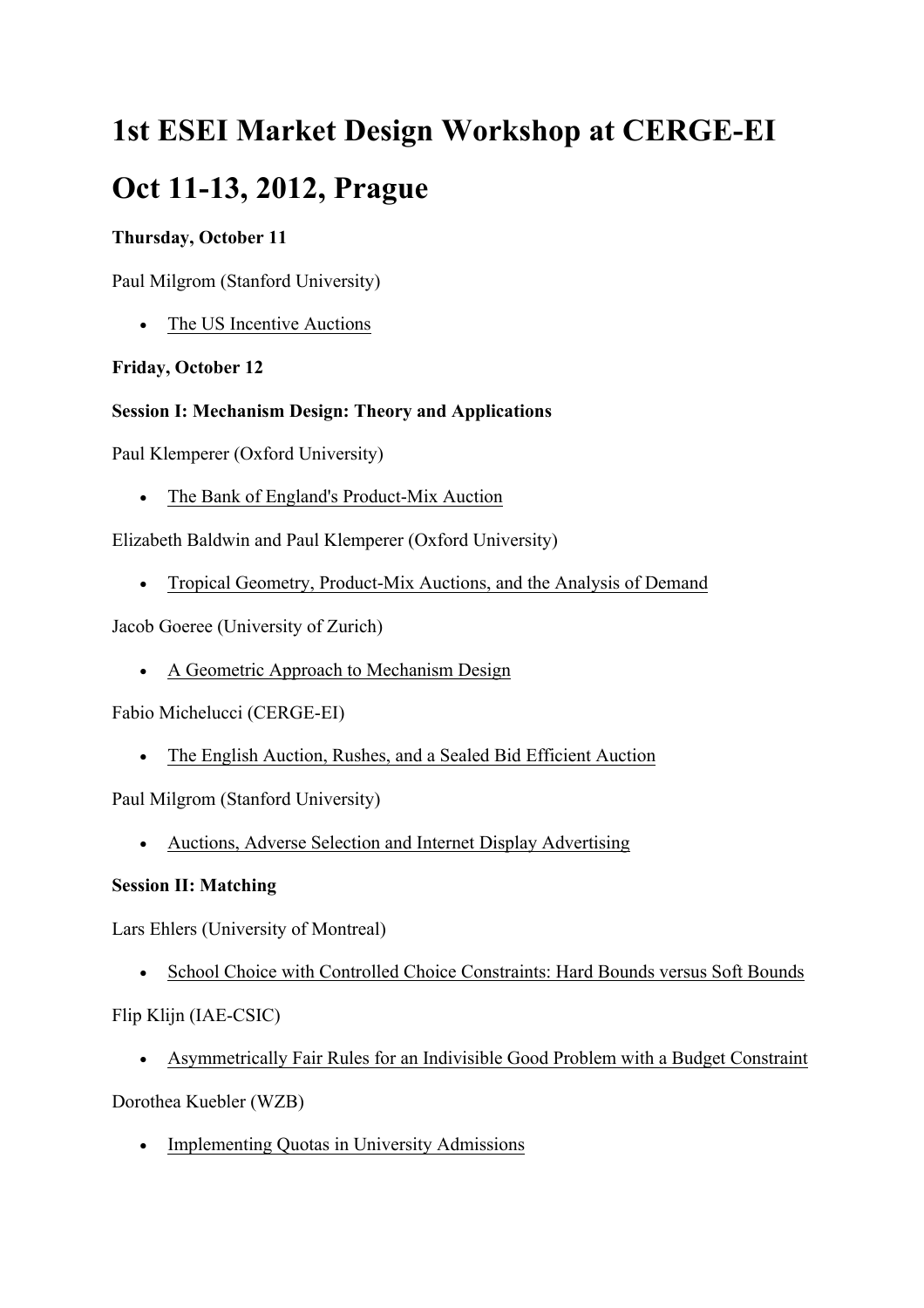# 1st ESEI Market Design Workshop at CERGE-EI

# Oct 11-13, 2012, Prague

**Thursday, October 11**

Paul Milgrom (Stanford University)

- The US Incentive Auctions

**Friday, October 12**

**Session I: Mechanism Design: Theory and Applications**

Paul Klemperer (Oxford University)

- The Bank of England's Product-Mix Auction

Elizabeth Baldwin and Paul Klemperer (Oxford University)

- Tropical Geometry, Product-Mix Auctions, and the Analysis of Demand

Jacob Goeree (University of Zurich)

- A Geometric Approach to Mechanism Design

Fabio Michelucci (CERGE-EI)

- The English Auction, Rushes, and a Sealed Bid Efficient Auction

Paul Milgrom (Stanford University)

- Auctions, Adverse Selection and Internet Display Advertising

**Session II: Matching**

Lars Ehlers (University of Montreal)

- School Choice with Controlled Choice Constraints: Hard Bounds versus Soft Bounds

Flip Klijn (IAE-CSIC)

- Asymmetrically Fair Rules for an Indivisible Good Problem with a Budget Constraint

Dorothea Kuebler (WZB)

- Implementing Quotas in University Admissions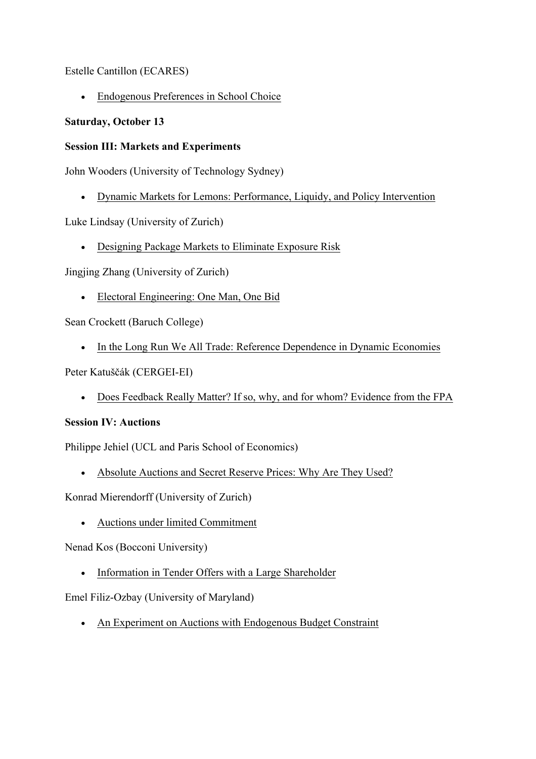Estelle Cantillon (ECARES)

- Endogenous Preferences in School Choice

**Saturday, October 13**

**Session III: Markets and Experiments**

John Wooders (University of Technology Sydney)

- Dynamic Markets for Lemons: Performance, Liquidy, and Policy Intervention

Luke Lindsay (University of Zurich)

- Designing Package Markets to Eliminate Exposure Risk

Jingjing Zhang (University of Zurich)

- Electoral Engineering: One Man, One Bid

Sean Crockett (Baruch College)

- In the Long Run We All Trade: Reference Dependence in Dynamic Economies

Peter Katuščák (CERGEI-EI)

- Does Feedback Really Matter? If so, why, and for whom? Evidence from the FPA

**Session IV: Auctions**

Philippe Jehiel (UCL and Paris School of Economics)

- Absolute Auctions and Secret Reserve Prices: Why Are They Used?

Konrad Mierendorff (University of Zurich)

- Auctions under limited Commitment

Nenad Kos (Bocconi University)

- Information in Tender Offers with a Large Shareholder

Emel Filiz-Ozbay (University of Maryland)

- An Experiment on Auctions with Endogenous Budget Constraint